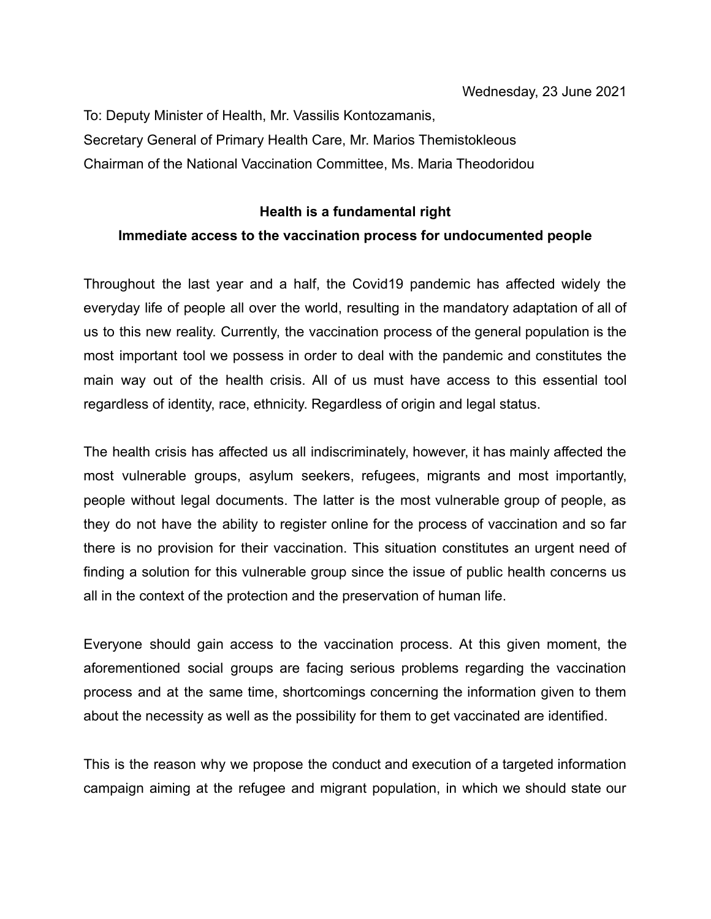Wednesday, 23 June 2021

To: Deputy Minister of Health, Mr. Vassilis Kontozamanis,
Secretary General of Primary Health Care, Mr. Marios Themistokleous
Chairman of the National Vaccination Committee, Ms. Maria Theodoridou

**Health is a fundamental right**
**Immediate access to the vaccination process for undocumented people**

Throughout the last year and a half, the Covid19 pandemic has affected widely the everyday life of people all over the world, resulting in the mandatory adaptation of all of us to this new reality. Currently, the vaccination process of the general population is the most important tool we possess in order to deal with the pandemic and constitutes the main way out of the health crisis. All of us must have access to this essential tool regardless of identity, race, ethnicity. Regardless of origin and legal status.

The health crisis has affected us all indiscriminately, however, it has mainly affected the most vulnerable groups, asylum seekers, refugees, migrants and most importantly, people without legal documents. The latter is the most vulnerable group of people, as they do not have the ability to register online for the process of vaccination and so far there is no provision for their vaccination. This situation constitutes an urgent need of finding a solution for this vulnerable group since the issue of public health concerns us all in the context of the protection and the preservation of human life.

Everyone should gain access to the vaccination process. At this given moment, the aforementioned social groups are facing serious problems regarding the vaccination process and at the same time, shortcomings concerning the information given to them about the necessity as well as the possibility for them to get vaccinated are identified.

This is the reason why we propose the conduct and execution of a targeted information campaign aiming at the refugee and migrant population, in which we should state our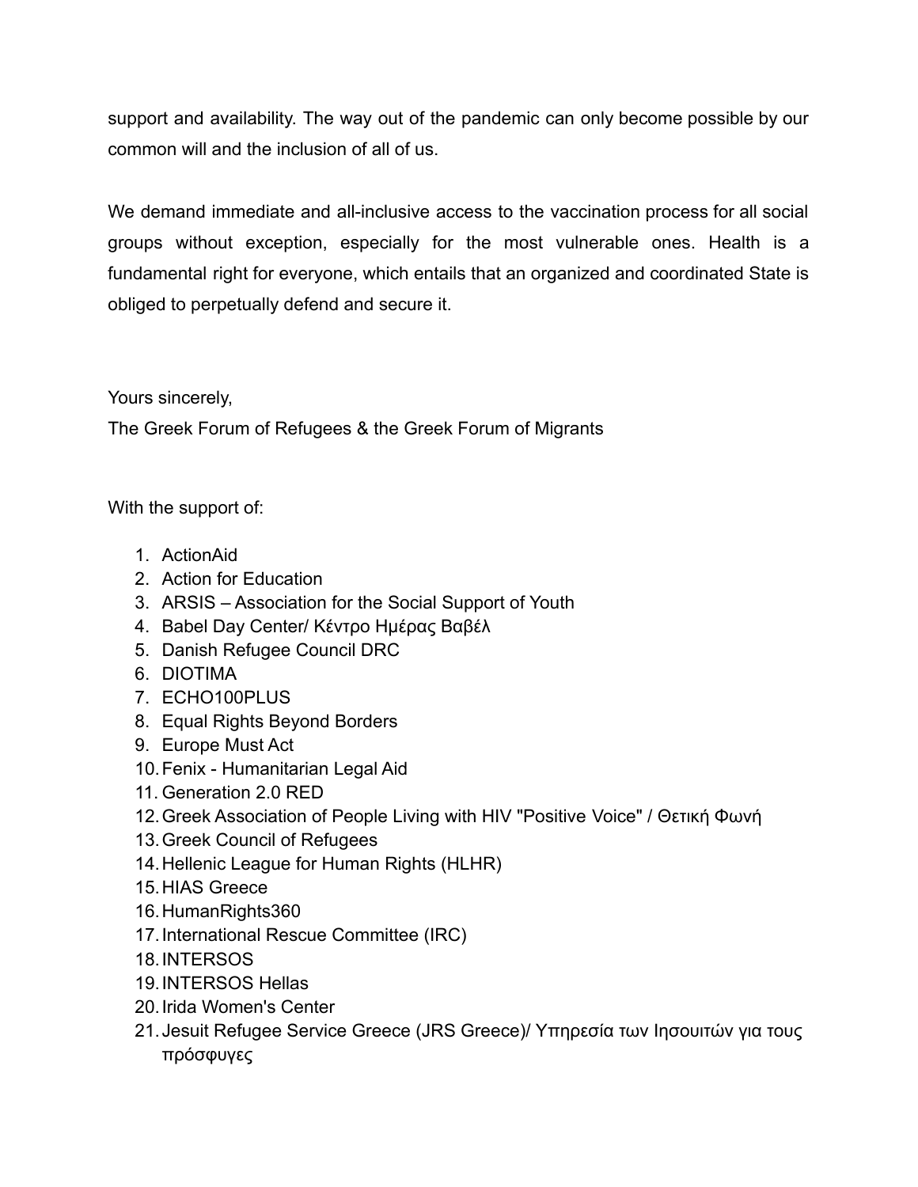support and availability. The way out of the pandemic can only become possible by our common will and the inclusion of all of us.

We demand immediate and all-inclusive access to the vaccination process for all social groups without exception, especially for the most vulnerable ones. Health is a fundamental right for everyone, which entails that an organized and coordinated State is obliged to perpetually defend and secure it.

Yours sincerely,
The Greek Forum of Refugees & the Greek Forum of Migrants

With the support of:

1. ActionAid
2. Action for Education
3. ARSIS – Association for the Social Support of Youth
4. Babel Day Center/ Κέντρο Ημέρας Βαβέλ
5. Danish Refugee Council DRC
6. DIOTIMA
7. ECHO100PLUS
8. Equal Rights Beyond Borders
9. Europe Must Act
10. Fenix - Humanitarian Legal Aid
11. Generation 2.0 RED
12. Greek Association of People Living with HIV "Positive Voice" / Θετική Φωνή
13. Greek Council of Refugees
14. Hellenic League for Human Rights (HLHR)
15. HIAS Greece
16. HumanRights360
17. International Rescue Committee (IRC)
18. INTERSOS
19. INTERSOS Hellas
20. Irida Women's Center
21. Jesuit Refugee Service Greece (JRS Greece)/ Υπηρεσία των Ιησουιτών για τους πρόσφυγες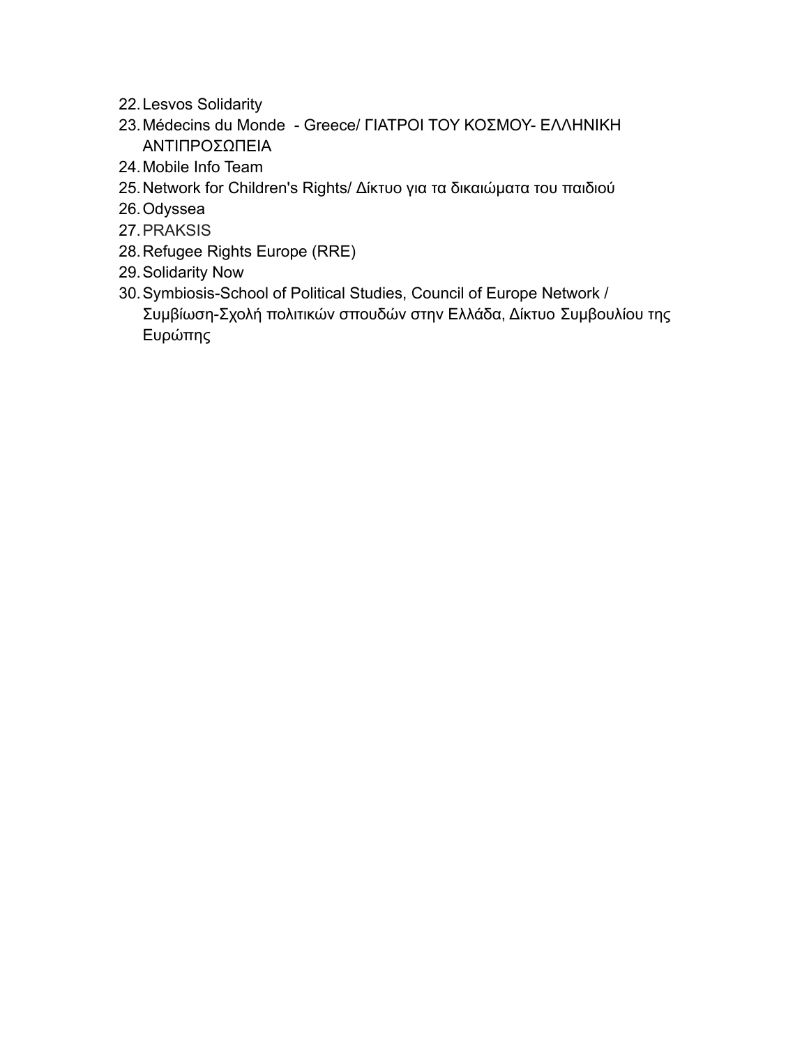22. Lesvos Solidarity
23. Médecins du Monde - Greece/ ΓΙΑΤΡΟΙ ΤΟΥ ΚΟΣΜΟΥ- ΕΛΛΗΝΙΚΗ ΑΝΤΙΠΡΟΣΩΠΕΙΑ
24. Mobile Info Team
25. Network for Children's Rights/ Δίκτυο για τα δικαιώματα του παιδιού
26. Odyssea
27. PRAKSIS
28. Refugee Rights Europe (RRE)
29. Solidarity Now
30. Symbiosis-School of Political Studies, Council of Europe Network / Συμβίωση-Σχολή πολιτικών σπουδών στην Ελλάδα, Δίκτυο Συμβουλίου της Ευρώπης